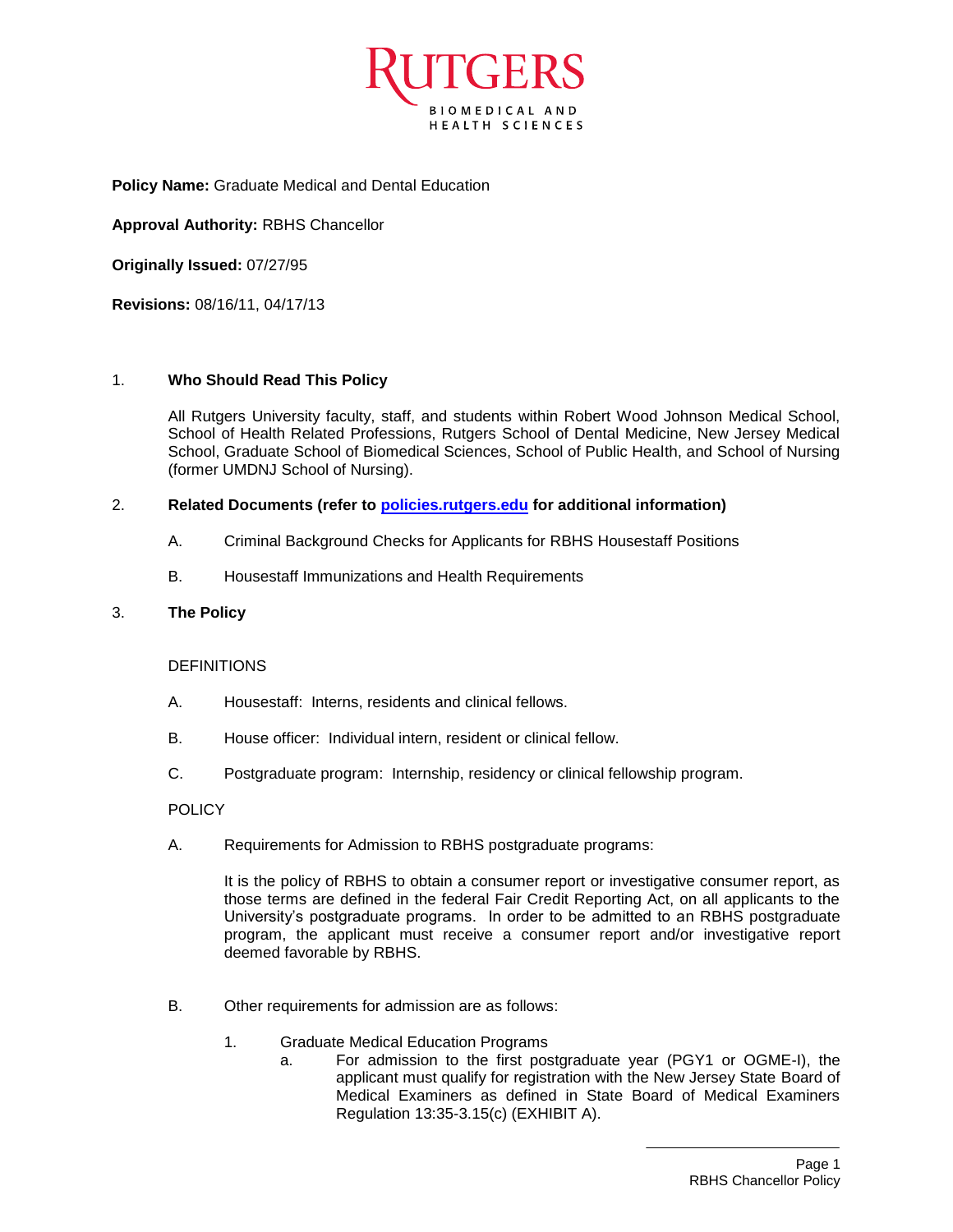**Policy Name:** Graduate Medical and Dental Education

**Approval Authority:** RBHS Chancellor

**Originally Issued:** 07/27/95

**Revisions:** 08/16/11, 04/17/13

## 1. Who Should Read This Policy

All Rutgers University faculty, staff, and students within Robert Wood Johnson Medical School, School of Health Related Professions, Rutgers School of Dental Medicine, New Jersey Medical School, Graduate School of Biomedical Sciences, School of Public Health, and School of Nursing (former UMDNJ School of Nursing).

## 2. Related Documents (refer to [policies.rutgers.edu](http://policies.rutgers.edu) for additional information)

A. Criminal Background Checks for Applicants for RBHS Housestaff Positions

B. Housestaff Immunizations and Health Requirements

## 3. The Policy

DEFINITIONS

A. Housestaff: Interns, residents and clinical fellows.

B. House officer: Individual intern, resident or clinical fellow.

C. Postgraduate program: Internship, residency or clinical fellowship program.

POLICY

A. Requirements for Admission to RBHS postgraduate programs:

It is the policy of RBHS to obtain a consumer report or investigative consumer report, as those terms are defined in the federal Fair Credit Reporting Act, on all applicants to the University's postgraduate programs. In order to be admitted to an RBHS postgraduate program, the applicant must receive a consumer report and/or investigative report deemed favorable by RBHS.

B. Other requirements for admission are as follows:

1. Graduate Medical Education Programs
   a. For admission to the first postgraduate year (PGY1 or OGME-I), the applicant must qualify for registration with the New Jersey State Board of Medical Examiners as defined in State Board of Medical Examiners Regulation 13:35-3.15(c) (EXHIBIT A).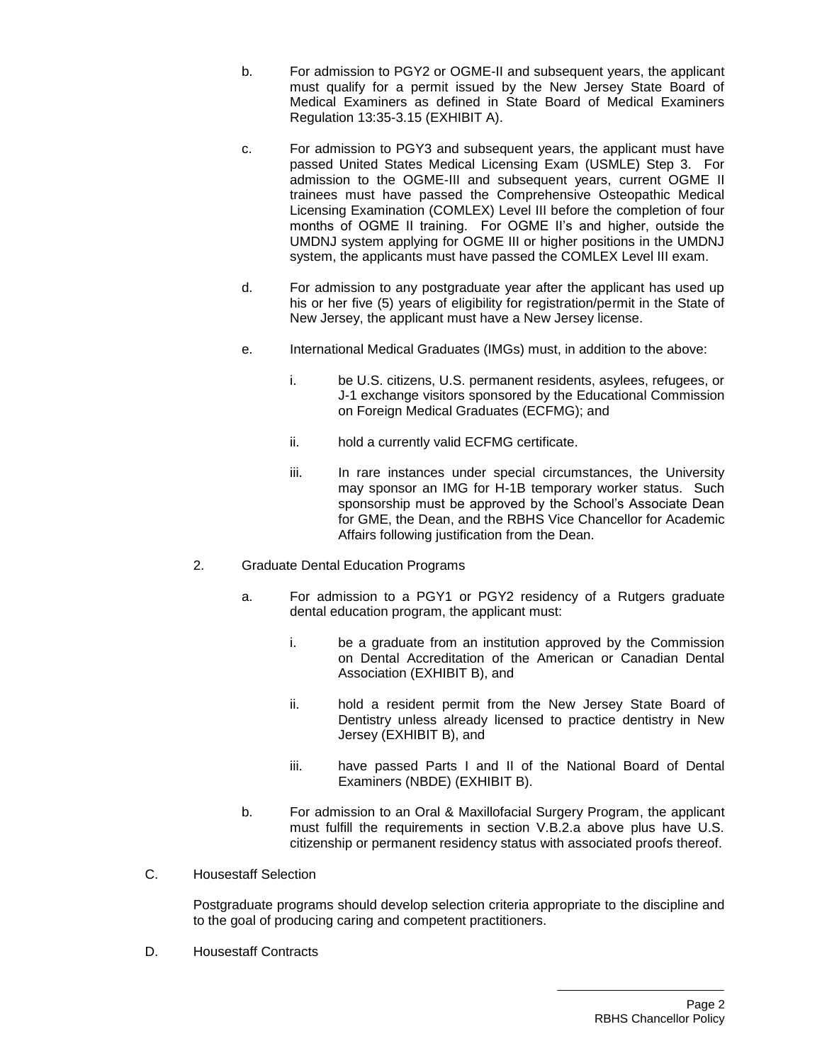b. For admission to PGY2 or OGME-II and subsequent years, the applicant must qualify for a permit issued by the New Jersey State Board of Medical Examiners as defined in State Board of Medical Examiners Regulation 13:35-3.15 (EXHIBIT A).

c. For admission to PGY3 and subsequent years, the applicant must have passed United States Medical Licensing Exam (USMLE) Step 3. For admission to the OGME-III and subsequent years, current OGME II trainees must have passed the Comprehensive Osteopathic Medical Licensing Examination (COMLEX) Level III before the completion of four months of OGME II training. For OGME II's and higher, outside the UMDNJ system applying for OGME III or higher positions in the UMDNJ system, the applicants must have passed the COMLEX Level III exam.

d. For admission to any postgraduate year after the applicant has used up his or her five (5) years of eligibility for registration/permit in the State of New Jersey, the applicant must have a New Jersey license.

e. International Medical Graduates (IMGs) must, in addition to the above:

   i. be U.S. citizens, U.S. permanent residents, asylees, refugees, or J-1 exchange visitors sponsored by the Educational Commission on Foreign Medical Graduates (ECFMG); and

   ii. hold a currently valid ECFMG certificate.

   iii. In rare instances under special circumstances, the University may sponsor an IMG for H-1B temporary worker status. Such sponsorship must be approved by the School's Associate Dean for GME, the Dean, and the RBHS Vice Chancellor for Academic Affairs following justification from the Dean.

2. Graduate Dental Education Programs

   a. For admission to a PGY1 or PGY2 residency of a Rutgers graduate dental education program, the applicant must:

      i. be a graduate from an institution approved by the Commission on Dental Accreditation of the American or Canadian Dental Association (EXHIBIT B), and

      ii. hold a resident permit from the New Jersey State Board of Dentistry unless already licensed to practice dentistry in New Jersey (EXHIBIT B), and

      iii. have passed Parts I and II of the National Board of Dental Examiners (NBDE) (EXHIBIT B).

   b. For admission to an Oral & Maxillofacial Surgery Program, the applicant must fulfill the requirements in section V.B.2.a above plus have U.S. citizenship or permanent residency status with associated proofs thereof.

C. Housestaff Selection

Postgraduate programs should develop selection criteria appropriate to the discipline and to the goal of producing caring and competent practitioners.

D. Housestaff Contracts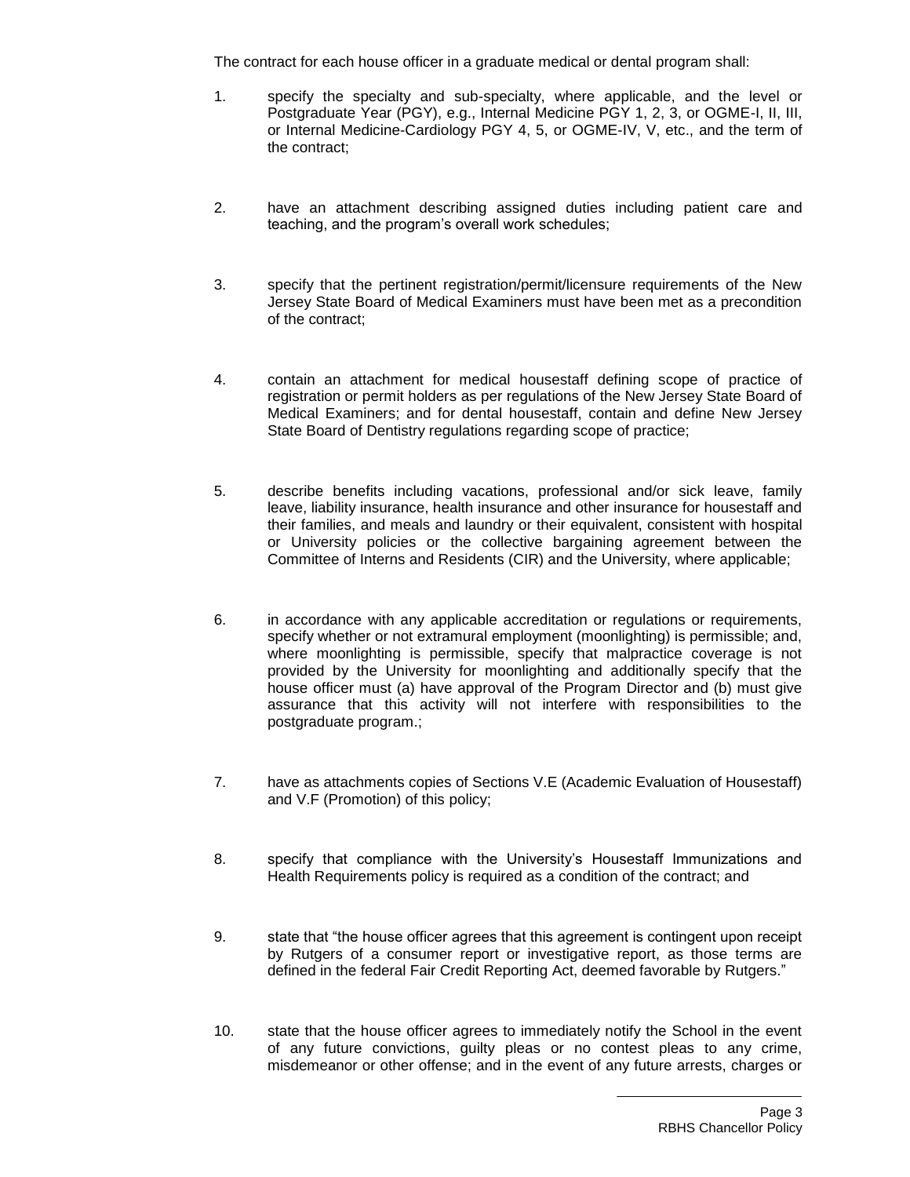The contract for each house officer in a graduate medical or dental program shall:

1. specify the specialty and sub-specialty, where applicable, and the level or Postgraduate Year (PGY), e.g., Internal Medicine PGY 1, 2, 3, or OGME-I, II, III, or Internal Medicine-Cardiology PGY 4, 5, or OGME-IV, V, etc., and the term of the contract;

2. have an attachment describing assigned duties including patient care and teaching, and the program's overall work schedules;

3. specify that the pertinent registration/permit/licensure requirements of the New Jersey State Board of Medical Examiners must have been met as a precondition of the contract;

4. contain an attachment for medical housestaff defining scope of practice of registration or permit holders as per regulations of the New Jersey State Board of Medical Examiners; and for dental housestaff, contain and define New Jersey State Board of Dentistry regulations regarding scope of practice;

5. describe benefits including vacations, professional and/or sick leave, family leave, liability insurance, health insurance and other insurance for housestaff and their families, and meals and laundry or their equivalent, consistent with hospital or University policies or the collective bargaining agreement between the Committee of Interns and Residents (CIR) and the University, where applicable;

6. in accordance with any applicable accreditation or regulations or requirements, specify whether or not extramural employment (moonlighting) is permissible; and, where moonlighting is permissible, specify that malpractice coverage is not provided by the University for moonlighting and additionally specify that the house officer must (a) have approval of the Program Director and (b) must give assurance that this activity will not interfere with responsibilities to the postgraduate program.;

7. have as attachments copies of Sections V.E (Academic Evaluation of Housestaff) and V.F (Promotion) of this policy;

8. specify that compliance with the University's Housestaff Immunizations and Health Requirements policy is required as a condition of the contract; and

9. state that "the house officer agrees that this agreement is contingent upon receipt by Rutgers of a consumer report or investigative report, as those terms are defined in the federal Fair Credit Reporting Act, deemed favorable by Rutgers."

10. state that the house officer agrees to immediately notify the School in the event of any future convictions, guilty pleas or no contest pleas to any crime, misdemeanor or other offense; and in the event of any future arrests, charges or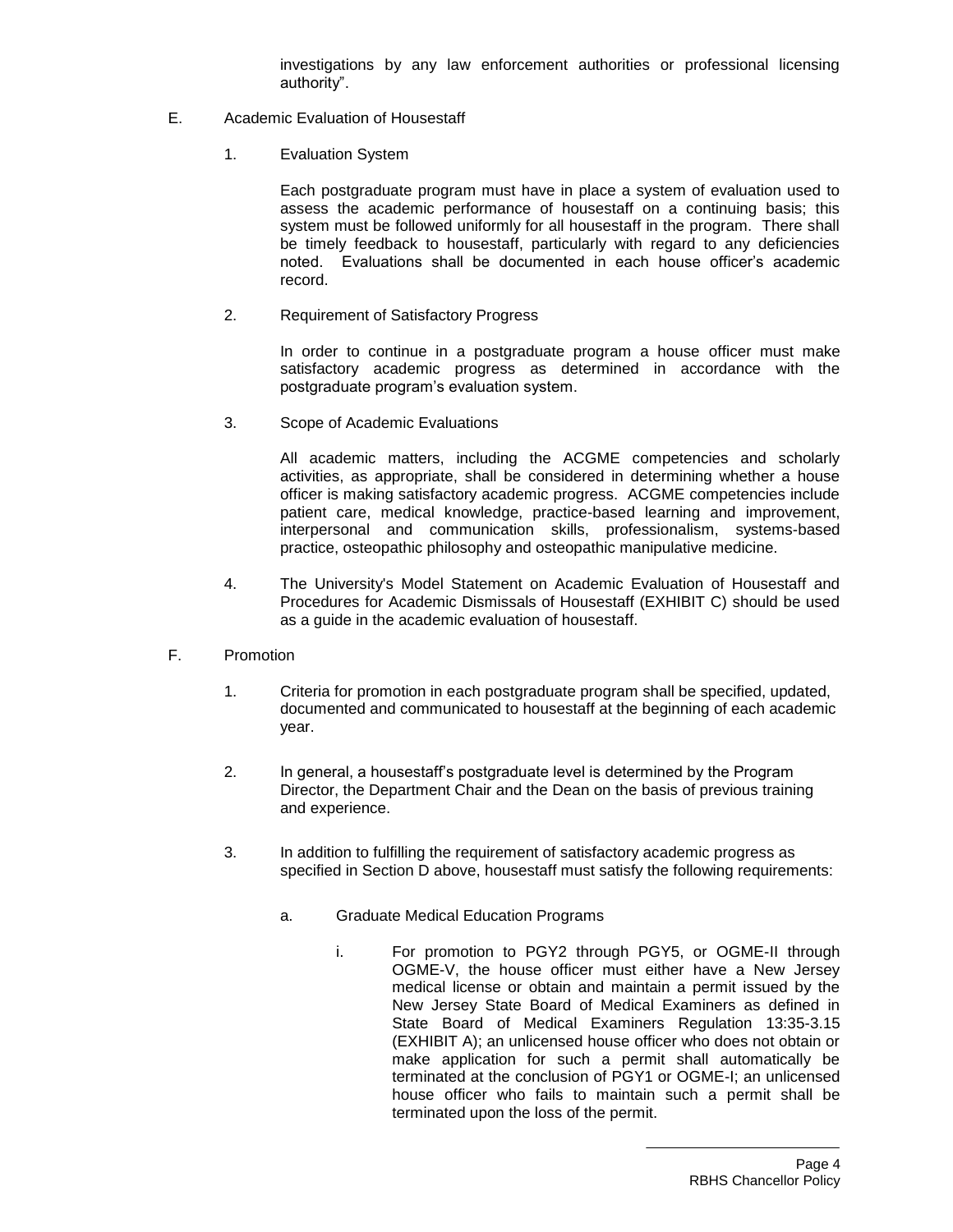investigations by any law enforcement authorities or professional licensing authority".

E. Academic Evaluation of Housestaff

1. Evaluation System

   Each postgraduate program must have in place a system of evaluation used to assess the academic performance of housestaff on a continuing basis; this system must be followed uniformly for all housestaff in the program. There shall be timely feedback to housestaff, particularly with regard to any deficiencies noted. Evaluations shall be documented in each house officer's academic record.

2. Requirement of Satisfactory Progress

   In order to continue in a postgraduate program a house officer must make satisfactory academic progress as determined in accordance with the postgraduate program's evaluation system.

3. Scope of Academic Evaluations

   All academic matters, including the ACGME competencies and scholarly activities, as appropriate, shall be considered in determining whether a house officer is making satisfactory academic progress. ACGME competencies include patient care, medical knowledge, practice-based learning and improvement, interpersonal and communication skills, professionalism, systems-based practice, osteopathic philosophy and osteopathic manipulative medicine.

4. The University's Model Statement on Academic Evaluation of Housestaff and Procedures for Academic Dismissals of Housestaff (EXHIBIT C) should be used as a guide in the academic evaluation of housestaff.

F. Promotion

1. Criteria for promotion in each postgraduate program shall be specified, updated, documented and communicated to housestaff at the beginning of each academic year.

2. In general, a housestaff's postgraduate level is determined by the Program Director, the Department Chair and the Dean on the basis of previous training and experience.

3. In addition to fulfilling the requirement of satisfactory academic progress as specified in Section D above, housestaff must satisfy the following requirements:

   a. Graduate Medical Education Programs

      i. For promotion to PGY2 through PGY5, or OGME-II through OGME-V, the house officer must either have a New Jersey medical license or obtain and maintain a permit issued by the New Jersey State Board of Medical Examiners as defined in State Board of Medical Examiners Regulation 13:35-3.15 (EXHIBIT A); an unlicensed house officer who does not obtain or make application for such a permit shall automatically be terminated at the conclusion of PGY1 or OGME-I; an unlicensed house officer who fails to maintain such a permit shall be terminated upon the loss of the permit.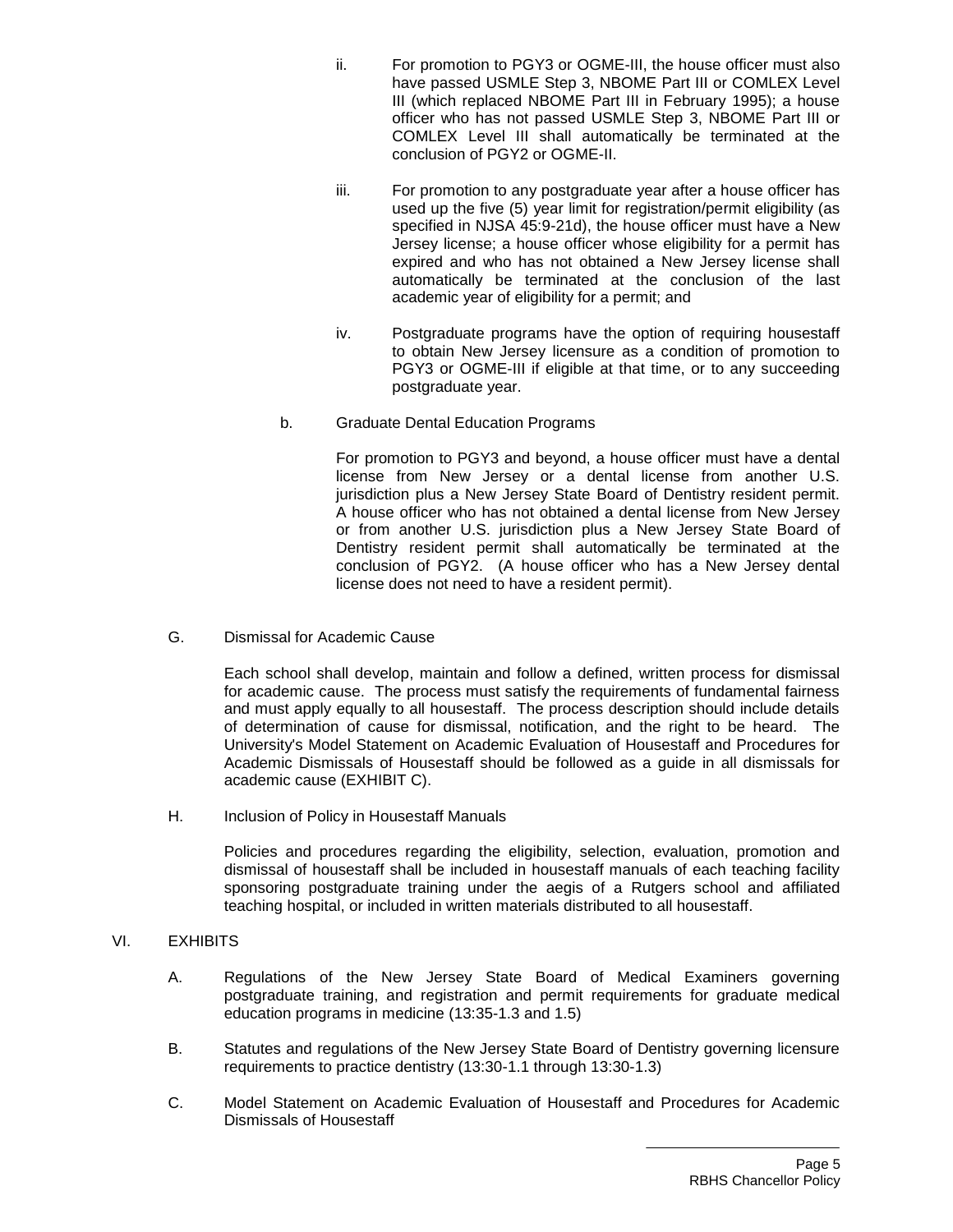ii. For promotion to PGY3 or OGME-III, the house officer must also have passed USMLE Step 3, NBOME Part III or COMLEX Level III (which replaced NBOME Part III in February 1995); a house officer who has not passed USMLE Step 3, NBOME Part III or COMLEX Level III shall automatically be terminated at the conclusion of PGY2 or OGME-II.

iii. For promotion to any postgraduate year after a house officer has used up the five (5) year limit for registration/permit eligibility (as specified in NJSA 45:9-21d), the house officer must have a New Jersey license; a house officer whose eligibility for a permit has expired and who has not obtained a New Jersey license shall automatically be terminated at the conclusion of the last academic year of eligibility for a permit; and

iv. Postgraduate programs have the option of requiring housestaff to obtain New Jersey licensure as a condition of promotion to PGY3 or OGME-III if eligible at that time, or to any succeeding postgraduate year.

b. Graduate Dental Education Programs

For promotion to PGY3 and beyond, a house officer must have a dental license from New Jersey or a dental license from another U.S. jurisdiction plus a New Jersey State Board of Dentistry resident permit. A house officer who has not obtained a dental license from New Jersey or from another U.S. jurisdiction plus a New Jersey State Board of Dentistry resident permit shall automatically be terminated at the conclusion of PGY2. (A house officer who has a New Jersey dental license does not need to have a resident permit).

G. Dismissal for Academic Cause

Each school shall develop, maintain and follow a defined, written process for dismissal for academic cause. The process must satisfy the requirements of fundamental fairness and must apply equally to all housestaff. The process description should include details of determination of cause for dismissal, notification, and the right to be heard. The University's Model Statement on Academic Evaluation of Housestaff and Procedures for Academic Dismissals of Housestaff should be followed as a guide in all dismissals for academic cause (EXHIBIT C).

H. Inclusion of Policy in Housestaff Manuals

Policies and procedures regarding the eligibility, selection, evaluation, promotion and dismissal of housestaff shall be included in housestaff manuals of each teaching facility sponsoring postgraduate training under the aegis of a Rutgers school and affiliated teaching hospital, or included in written materials distributed to all housestaff.

VI. EXHIBITS

A. Regulations of the New Jersey State Board of Medical Examiners governing postgraduate training, and registration and permit requirements for graduate medical education programs in medicine (13:35-1.3 and 1.5)

B. Statutes and regulations of the New Jersey State Board of Dentistry governing licensure requirements to practice dentistry (13:30-1.1 through 13:30-1.3)

C. Model Statement on Academic Evaluation of Housestaff and Procedures for Academic Dismissals of Housestaff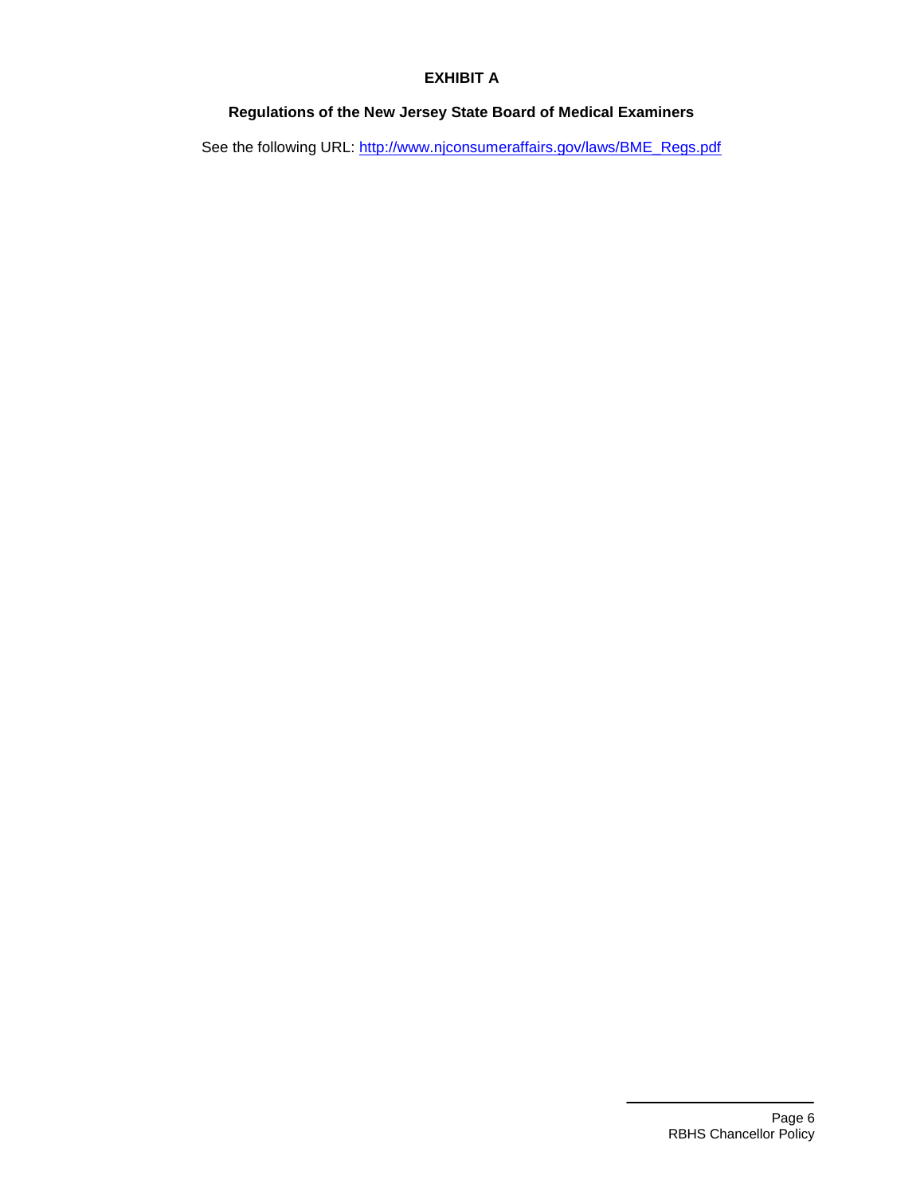# EXHIBIT A

## Regulations of the New Jersey State Board of Medical Examiners

See the following URL: [http://www.njconsumeraffairs.gov/laws/BME_Regs.pdf](http://www.njconsumeraffairs.gov/laws/BME_Regs.pdf)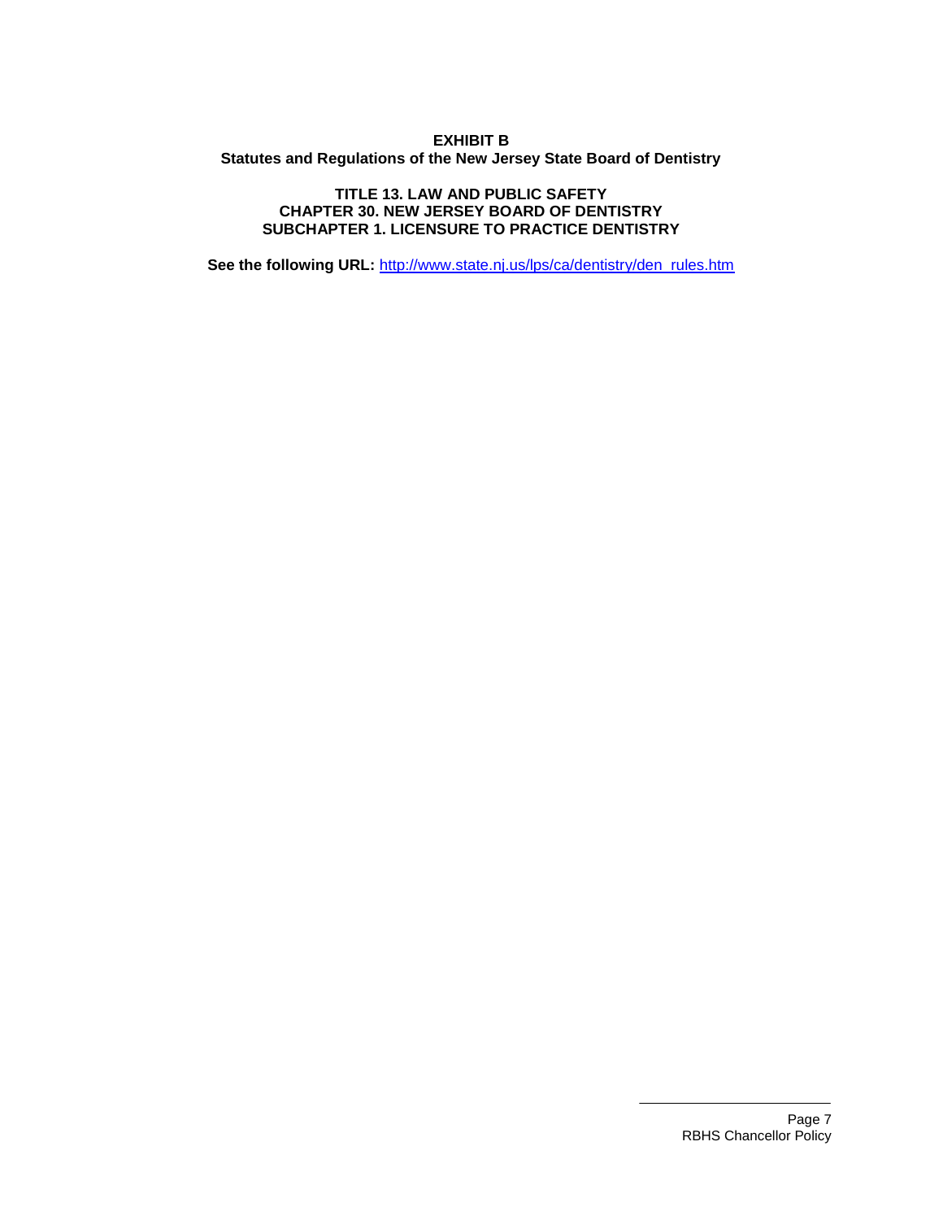**EXHIBIT B**
**Statutes and Regulations of the New Jersey State Board of Dentistry**

**TITLE 13. LAW AND PUBLIC SAFETY**
**CHAPTER 30. NEW JERSEY BOARD OF DENTISTRY**
**SUBCHAPTER 1. LICENSURE TO PRACTICE DENTISTRY**

**See the following URL:** http://www.state.nj.us/lps/ca/dentistry/den_rules.htm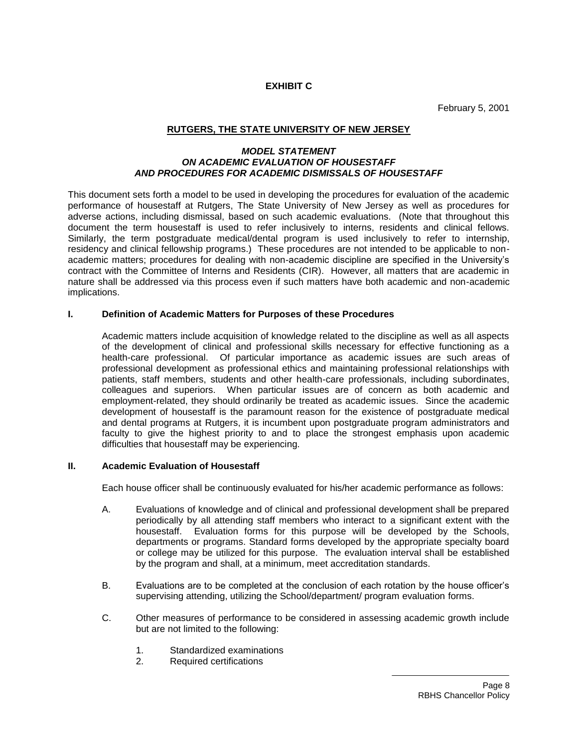**EXHIBIT C**

February 5, 2001

**RUTGERS, THE STATE UNIVERSITY OF NEW JERSEY**

***MODEL STATEMENT***
***ON ACADEMIC EVALUATION OF HOUSESTAFF***
***AND PROCEDURES FOR ACADEMIC DISMISSALS OF HOUSESTAFF***

This document sets forth a model to be used in developing the procedures for evaluation of the academic performance of housestaff at Rutgers, The State University of New Jersey as well as procedures for adverse actions, including dismissal, based on such academic evaluations. (Note that throughout this document the term housestaff is used to refer inclusively to interns, residents and clinical fellows. Similarly, the term postgraduate medical/dental program is used inclusively to refer to internship, residency and clinical fellowship programs.) These procedures are not intended to be applicable to non-academic matters; procedures for dealing with non-academic discipline are specified in the University's contract with the Committee of Interns and Residents (CIR). However, all matters that are academic in nature shall be addressed via this process even if such matters have both academic and non-academic implications.

## I. Definition of Academic Matters for Purposes of these Procedures

Academic matters include acquisition of knowledge related to the discipline as well as all aspects of the development of clinical and professional skills necessary for effective functioning as a health-care professional. Of particular importance as academic issues are such areas of professional development as professional ethics and maintaining professional relationships with patients, staff members, students and other health-care professionals, including subordinates, colleagues and superiors. When particular issues are of concern as both academic and employment-related, they should ordinarily be treated as academic issues. Since the academic development of housestaff is the paramount reason for the existence of postgraduate medical and dental programs at Rutgers, it is incumbent upon postgraduate program administrators and faculty to give the highest priority to and to place the strongest emphasis upon academic difficulties that housestaff may be experiencing.

## II. Academic Evaluation of Housestaff

Each house officer shall be continuously evaluated for his/her academic performance as follows:

A. Evaluations of knowledge and of clinical and professional development shall be prepared periodically by all attending staff members who interact to a significant extent with the housestaff. Evaluation forms for this purpose will be developed by the Schools, departments or programs. Standard forms developed by the appropriate specialty board or college may be utilized for this purpose. The evaluation interval shall be established by the program and shall, at a minimum, meet accreditation standards.

B. Evaluations are to be completed at the conclusion of each rotation by the house officer's supervising attending, utilizing the School/department/ program evaluation forms.

C. Other measures of performance to be considered in assessing academic growth include but are not limited to the following:

1. Standardized examinations
2. Required certifications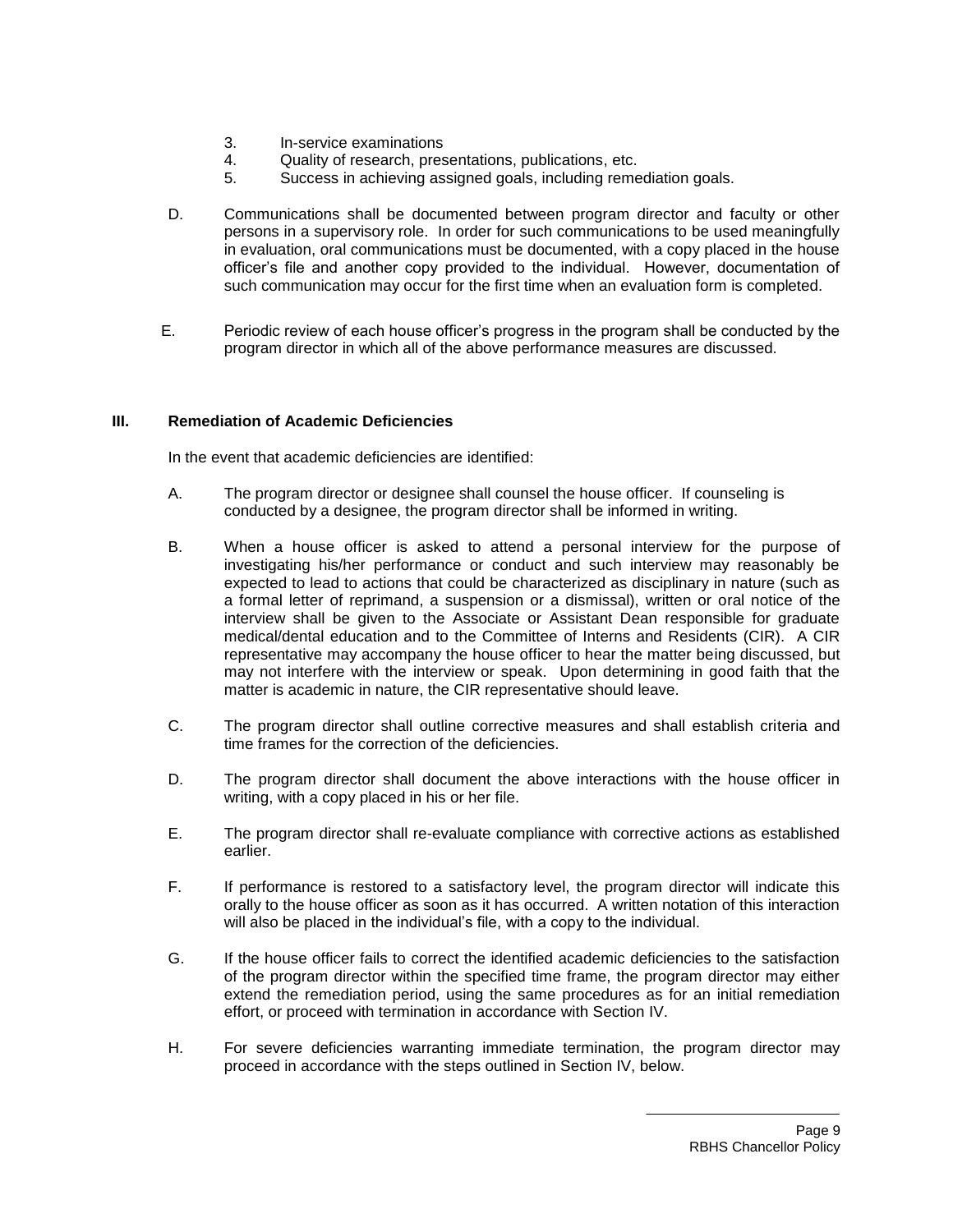3. In-service examinations
4. Quality of research, presentations, publications, etc.
5. Success in achieving assigned goals, including remediation goals.

D. Communications shall be documented between program director and faculty or other persons in a supervisory role. In order for such communications to be used meaningfully in evaluation, oral communications must be documented, with a copy placed in the house officer's file and another copy provided to the individual. However, documentation of such communication may occur for the first time when an evaluation form is completed.

E. Periodic review of each house officer's progress in the program shall be conducted by the program director in which all of the above performance measures are discussed.

## III. Remediation of Academic Deficiencies

In the event that academic deficiencies are identified:

A. The program director or designee shall counsel the house officer. If counseling is conducted by a designee, the program director shall be informed in writing.

B. When a house officer is asked to attend a personal interview for the purpose of investigating his/her performance or conduct and such interview may reasonably be expected to lead to actions that could be characterized as disciplinary in nature (such as a formal letter of reprimand, a suspension or a dismissal), written or oral notice of the interview shall be given to the Associate or Assistant Dean responsible for graduate medical/dental education and to the Committee of Interns and Residents (CIR). A CIR representative may accompany the house officer to hear the matter being discussed, but may not interfere with the interview or speak. Upon determining in good faith that the matter is academic in nature, the CIR representative should leave.

C. The program director shall outline corrective measures and shall establish criteria and time frames for the correction of the deficiencies.

D. The program director shall document the above interactions with the house officer in writing, with a copy placed in his or her file.

E. The program director shall re-evaluate compliance with corrective actions as established earlier.

F. If performance is restored to a satisfactory level, the program director will indicate this orally to the house officer as soon as it has occurred. A written notation of this interaction will also be placed in the individual's file, with a copy to the individual.

G. If the house officer fails to correct the identified academic deficiencies to the satisfaction of the program director within the specified time frame, the program director may either extend the remediation period, using the same procedures as for an initial remediation effort, or proceed with termination in accordance with Section IV.

H. For severe deficiencies warranting immediate termination, the program director may proceed in accordance with the steps outlined in Section IV, below.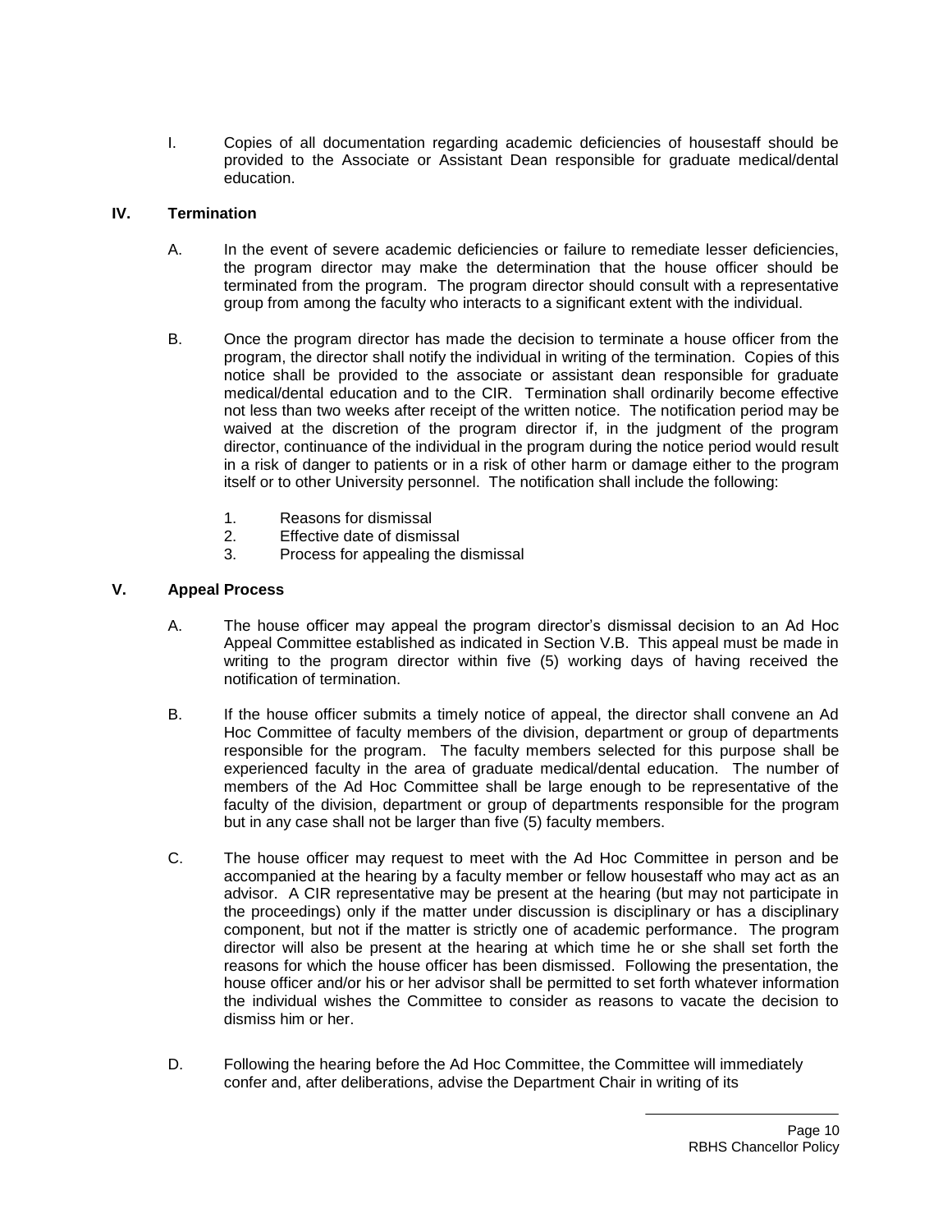I. Copies of all documentation regarding academic deficiencies of housestaff should be provided to the Associate or Assistant Dean responsible for graduate medical/dental education.

## IV. Termination

A. In the event of severe academic deficiencies or failure to remediate lesser deficiencies, the program director may make the determination that the house officer should be terminated from the program. The program director should consult with a representative group from among the faculty who interacts to a significant extent with the individual.

B. Once the program director has made the decision to terminate a house officer from the program, the director shall notify the individual in writing of the termination. Copies of this notice shall be provided to the associate or assistant dean responsible for graduate medical/dental education and to the CIR. Termination shall ordinarily become effective not less than two weeks after receipt of the written notice. The notification period may be waived at the discretion of the program director if, in the judgment of the program director, continuance of the individual in the program during the notice period would result in a risk of danger to patients or in a risk of other harm or damage either to the program itself or to other University personnel. The notification shall include the following:

1. Reasons for dismissal
2. Effective date of dismissal
3. Process for appealing the dismissal

## V. Appeal Process

A. The house officer may appeal the program director's dismissal decision to an Ad Hoc Appeal Committee established as indicated in Section V.B. This appeal must be made in writing to the program director within five (5) working days of having received the notification of termination.

B. If the house officer submits a timely notice of appeal, the director shall convene an Ad Hoc Committee of faculty members of the division, department or group of departments responsible for the program. The faculty members selected for this purpose shall be experienced faculty in the area of graduate medical/dental education. The number of members of the Ad Hoc Committee shall be large enough to be representative of the faculty of the division, department or group of departments responsible for the program but in any case shall not be larger than five (5) faculty members.

C. The house officer may request to meet with the Ad Hoc Committee in person and be accompanied at the hearing by a faculty member or fellow housestaff who may act as an advisor. A CIR representative may be present at the hearing (but may not participate in the proceedings) only if the matter under discussion is disciplinary or has a disciplinary component, but not if the matter is strictly one of academic performance. The program director will also be present at the hearing at which time he or she shall set forth the reasons for which the house officer has been dismissed. Following the presentation, the house officer and/or his or her advisor shall be permitted to set forth whatever information the individual wishes the Committee to consider as reasons to vacate the decision to dismiss him or her.

D. Following the hearing before the Ad Hoc Committee, the Committee will immediately confer and, after deliberations, advise the Department Chair in writing of its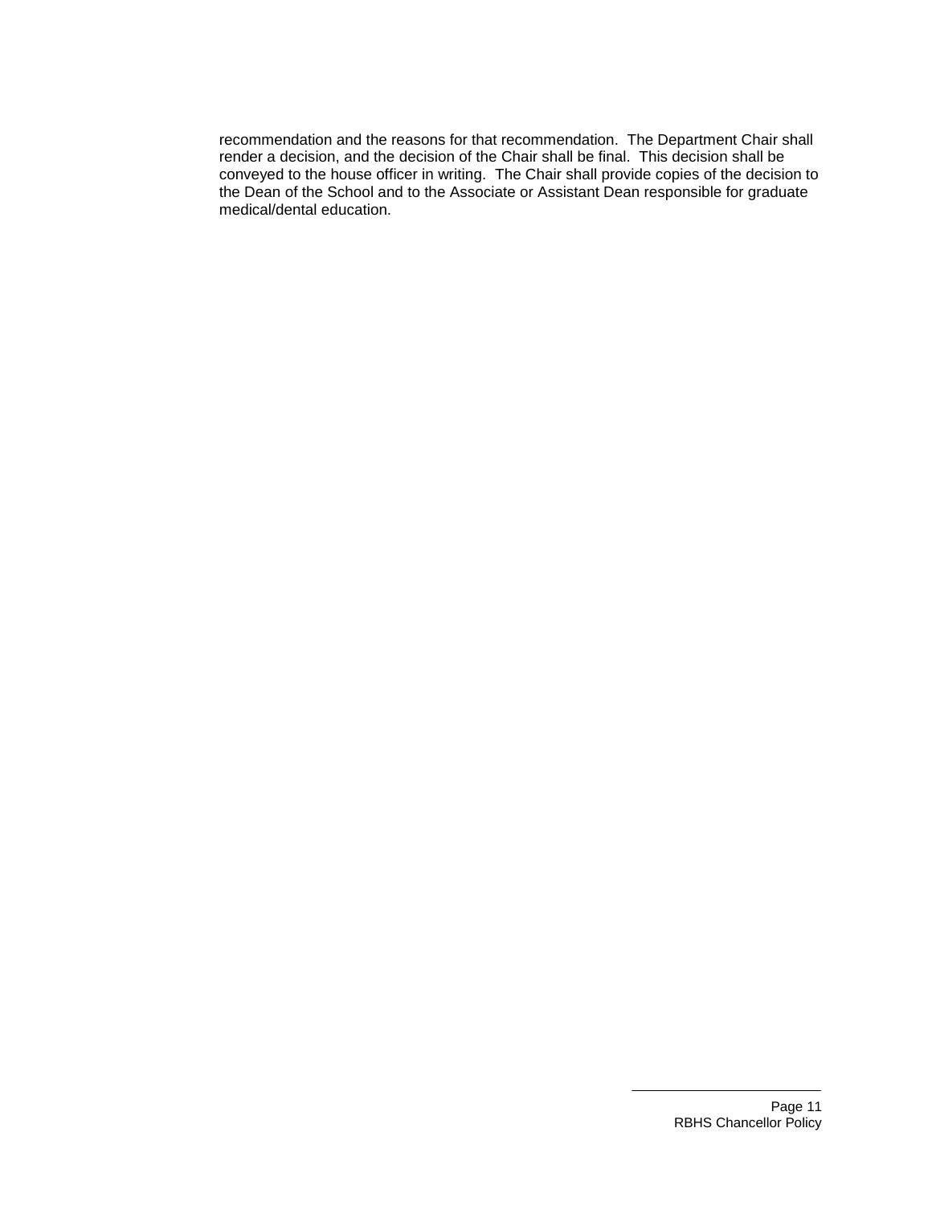recommendation and the reasons for that recommendation. The Department Chair shall render a decision, and the decision of the Chair shall be final. This decision shall be conveyed to the house officer in writing. The Chair shall provide copies of the decision to the Dean of the School and to the Associate or Assistant Dean responsible for graduate medical/dental education.